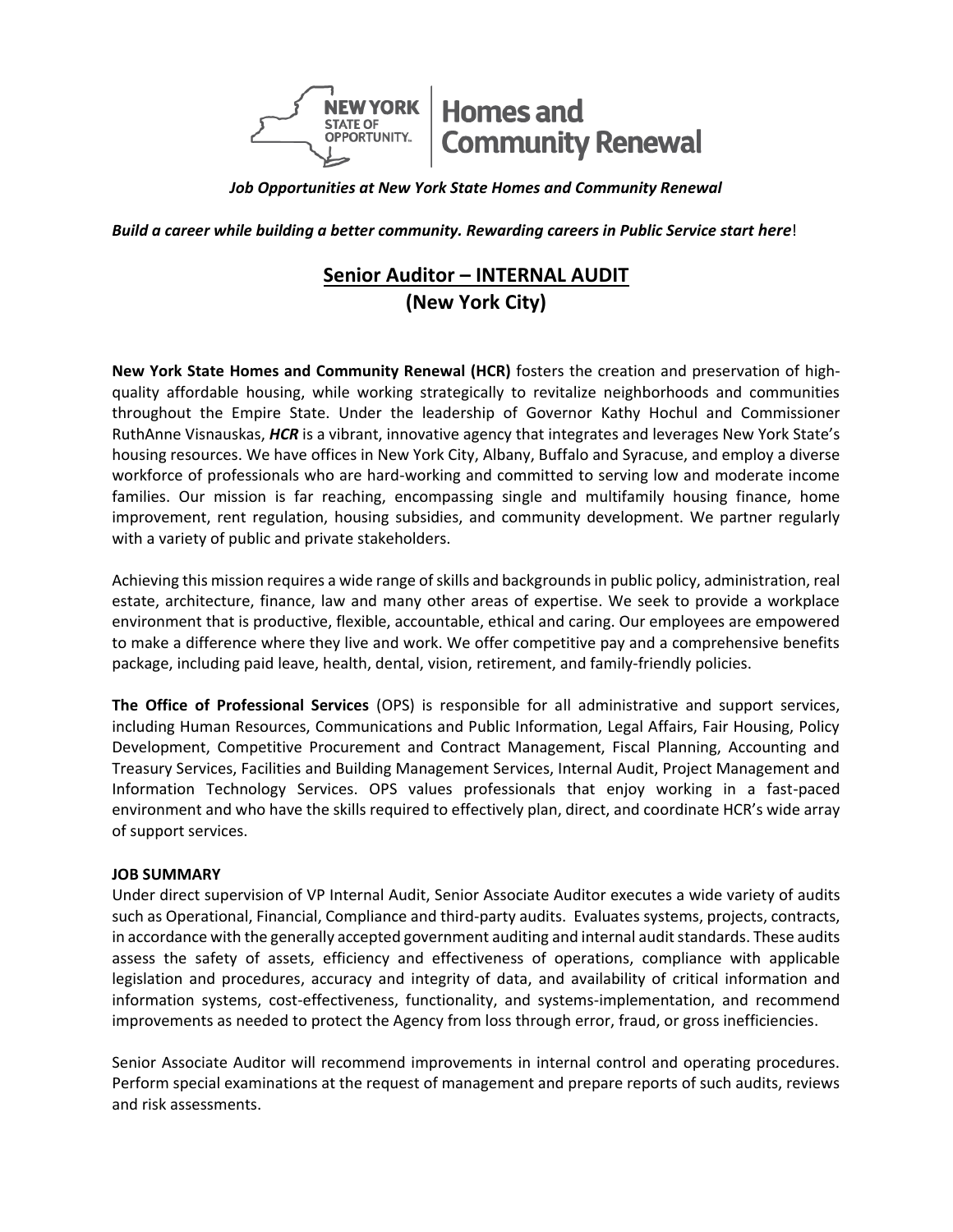*Job Opportunities at New York State Homes and Community Renewal*

***Build a career while building a better community. Rewarding careers in Public Service start here***!

# Senior Auditor – INTERNAL AUDIT (New York City)

**New York State Homes and Community Renewal (HCR)** fosters the creation and preservation of high-quality affordable housing, while working strategically to revitalize neighborhoods and communities throughout the Empire State. Under the leadership of Governor Kathy Hochul and Commissioner RuthAnne Visnauskas, ***HCR*** is a vibrant, innovative agency that integrates and leverages New York State's housing resources. We have offices in New York City, Albany, Buffalo and Syracuse, and employ a diverse workforce of professionals who are hard-working and committed to serving low and moderate income families. Our mission is far reaching, encompassing single and multifamily housing finance, home improvement, rent regulation, housing subsidies, and community development. We partner regularly with a variety of public and private stakeholders.

Achieving this mission requires a wide range of skills and backgrounds in public policy, administration, real estate, architecture, finance, law and many other areas of expertise. We seek to provide a workplace environment that is productive, flexible, accountable, ethical and caring. Our employees are empowered to make a difference where they live and work. We offer competitive pay and a comprehensive benefits package, including paid leave, health, dental, vision, retirement, and family-friendly policies.

**The Office of Professional Services** (OPS) is responsible for all administrative and support services, including Human Resources, Communications and Public Information, Legal Affairs, Fair Housing, Policy Development, Competitive Procurement and Contract Management, Fiscal Planning, Accounting and Treasury Services, Facilities and Building Management Services, Internal Audit, Project Management and Information Technology Services. OPS values professionals that enjoy working in a fast-paced environment and who have the skills required to effectively plan, direct, and coordinate HCR's wide array of support services.

**JOB SUMMARY**

Under direct supervision of VP Internal Audit, Senior Associate Auditor executes a wide variety of audits such as Operational, Financial, Compliance and third-party audits. Evaluates systems, projects, contracts, in accordance with the generally accepted government auditing and internal audit standards. These audits assess the safety of assets, efficiency and effectiveness of operations, compliance with applicable legislation and procedures, accuracy and integrity of data, and availability of critical information and information systems, cost-effectiveness, functionality, and systems-implementation, and recommend improvements as needed to protect the Agency from loss through error, fraud, or gross inefficiencies.

Senior Associate Auditor will recommend improvements in internal control and operating procedures. Perform special examinations at the request of management and prepare reports of such audits, reviews and risk assessments.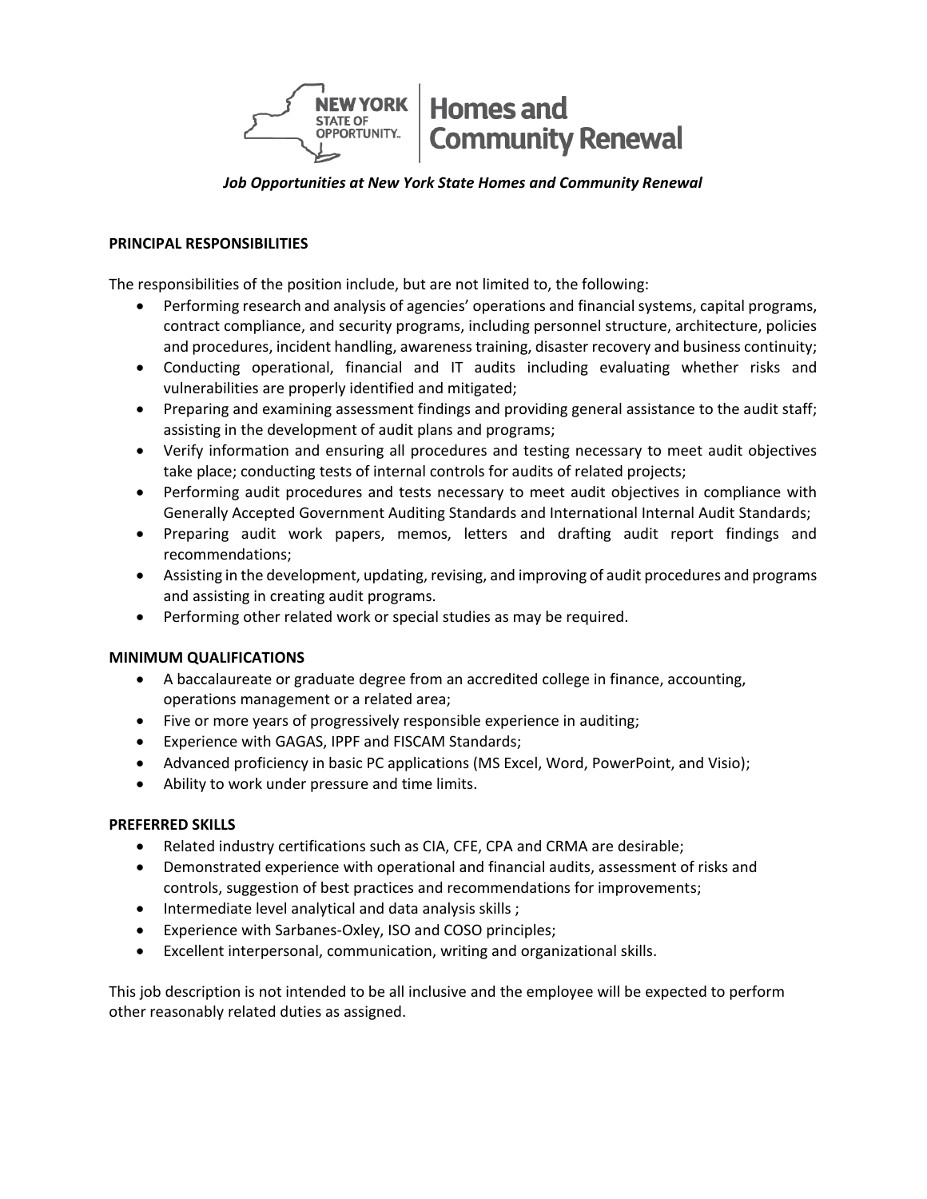*Job Opportunities at New York State Homes and Community Renewal*

**PRINCIPAL RESPONSIBILITIES**

The responsibilities of the position include, but are not limited to, the following:

- Performing research and analysis of agencies' operations and financial systems, capital programs, contract compliance, and security programs, including personnel structure, architecture, policies and procedures, incident handling, awareness training, disaster recovery and business continuity;
- Conducting operational, financial and IT audits including evaluating whether risks and vulnerabilities are properly identified and mitigated;
- Preparing and examining assessment findings and providing general assistance to the audit staff; assisting in the development of audit plans and programs;
- Verify information and ensuring all procedures and testing necessary to meet audit objectives take place; conducting tests of internal controls for audits of related projects;
- Performing audit procedures and tests necessary to meet audit objectives in compliance with Generally Accepted Government Auditing Standards and International Internal Audit Standards;
- Preparing audit work papers, memos, letters and drafting audit report findings and recommendations;
- Assisting in the development, updating, revising, and improving of audit procedures and programs and assisting in creating audit programs.
- Performing other related work or special studies as may be required.

**MINIMUM QUALIFICATIONS**

- A baccalaureate or graduate degree from an accredited college in finance, accounting, operations management or a related area;
- Five or more years of progressively responsible experience in auditing;
- Experience with GAGAS, IPPF and FISCAM Standards;
- Advanced proficiency in basic PC applications (MS Excel, Word, PowerPoint, and Visio);
- Ability to work under pressure and time limits.

**PREFERRED SKILLS**

- Related industry certifications such as CIA, CFE, CPA and CRMA are desirable;
- Demonstrated experience with operational and financial audits, assessment of risks and controls, suggestion of best practices and recommendations for improvements;
- Intermediate level analytical and data analysis skills ;
- Experience with Sarbanes-Oxley, ISO and COSO principles;
- Excellent interpersonal, communication, writing and organizational skills.

This job description is not intended to be all inclusive and the employee will be expected to perform other reasonably related duties as assigned.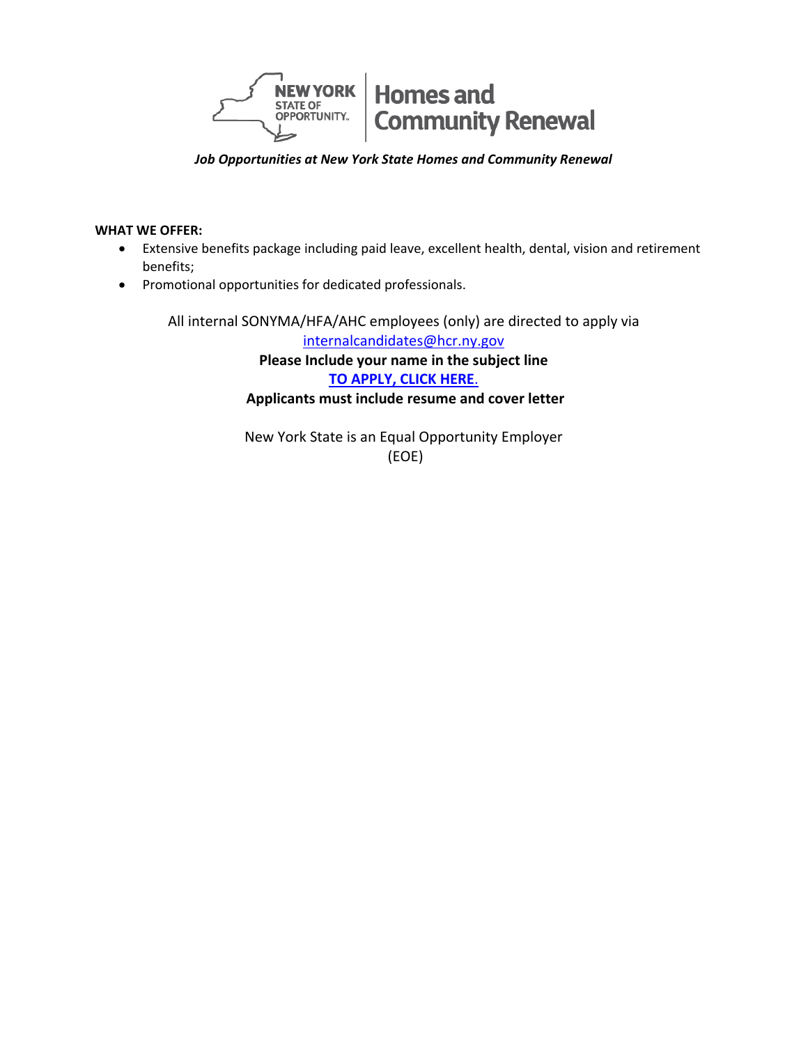NEW YORK STATE OF OPPORTUNITY. | Homes and Community Renewal

*Job Opportunities at New York State Homes and Community Renewal*

**WHAT WE OFFER:**

- Extensive benefits package including paid leave, excellent health, dental, vision and retirement benefits;
- Promotional opportunities for dedicated professionals.

All internal SONYMA/HFA/AHC employees (only) are directed to apply via internalcandidates@hcr.ny.gov

**Please Include your name in the subject line**

**TO APPLY, CLICK HERE.**

**Applicants must include resume and cover letter**

New York State is an Equal Opportunity Employer (EOE)